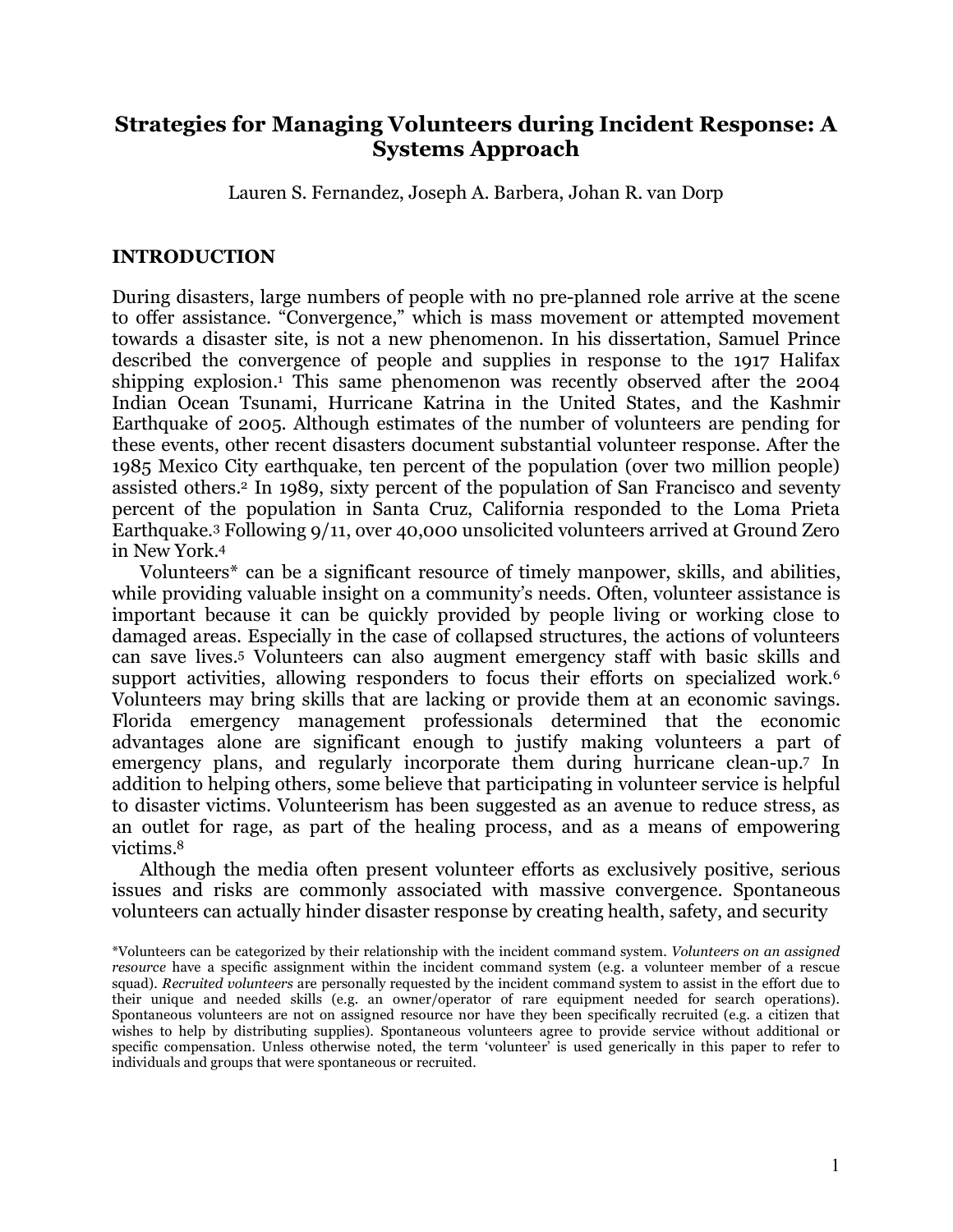# Strategies for Managing Volunteers during Incident Response: A Systems Approach

Lauren S. Fernandez, Joseph A. Barbera, Johan R. van Dorp

## INTRODUCTION

During disasters, large numbers of people with no pre-planned role arrive at the scene to offer assistance. "Convergence," which is mass movement or attempted movement towards a disaster site, is not a new phenomenon. In his dissertation, Samuel Prince described the convergence of people and supplies in response to the 1917 Halifax shipping explosion.[1] This same phenomenon was recently observed after the 2004 Indian Ocean Tsunami, Hurricane Katrina in the United States, and the Kashmir Earthquake of 2005. Although estimates of the number of volunteers are pending for these events, other recent disasters document substantial volunteer response. After the 1985 Mexico City earthquake, ten percent of the population (over two million people) assisted others.[2] In 1989, sixty percent of the population of San Francisco and seventy percent of the population in Santa Cruz, California responded to the Loma Prieta Earthquake.[3] Following 9/11, over 40,000 unsolicited volunteers arrived at Ground Zero in New York.[4]

Volunteers* can be a significant resource of timely manpower, skills, and abilities, while providing valuable insight on a community's needs. Often, volunteer assistance is important because it can be quickly provided by people living or working close to damaged areas. Especially in the case of collapsed structures, the actions of volunteers can save lives.[5] Volunteers can also augment emergency staff with basic skills and support activities, allowing responders to focus their efforts on specialized work.[6] Volunteers may bring skills that are lacking or provide them at an economic savings. Florida emergency management professionals determined that the economic advantages alone are significant enough to justify making volunteers a part of emergency plans, and regularly incorporate them during hurricane clean-up.[7] In addition to helping others, some believe that participating in volunteer service is helpful to disaster victims. Volunteerism has been suggested as an avenue to reduce stress, as an outlet for rage, as part of the healing process, and as a means of empowering victims.[8]

Although the media often present volunteer efforts as exclusively positive, serious issues and risks are commonly associated with massive convergence. Spontaneous volunteers can actually hinder disaster response by creating health, safety, and security

*Volunteers can be categorized by their relationship with the incident command system. *Volunteers on an assigned resource* have a specific assignment within the incident command system (e.g. a volunteer member of a rescue squad). *Recruited volunteers* are personally requested by the incident command system to assist in the effort due to their unique and needed skills (e.g. an owner/operator of rare equipment needed for search operations). Spontaneous volunteers are not on assigned resource nor have they been specifically recruited (e.g. a citizen that wishes to help by distributing supplies). Spontaneous volunteers agree to provide service without additional or specific compensation. Unless otherwise noted, the term 'volunteer' is used generically in this paper to refer to individuals and groups that were spontaneous or recruited.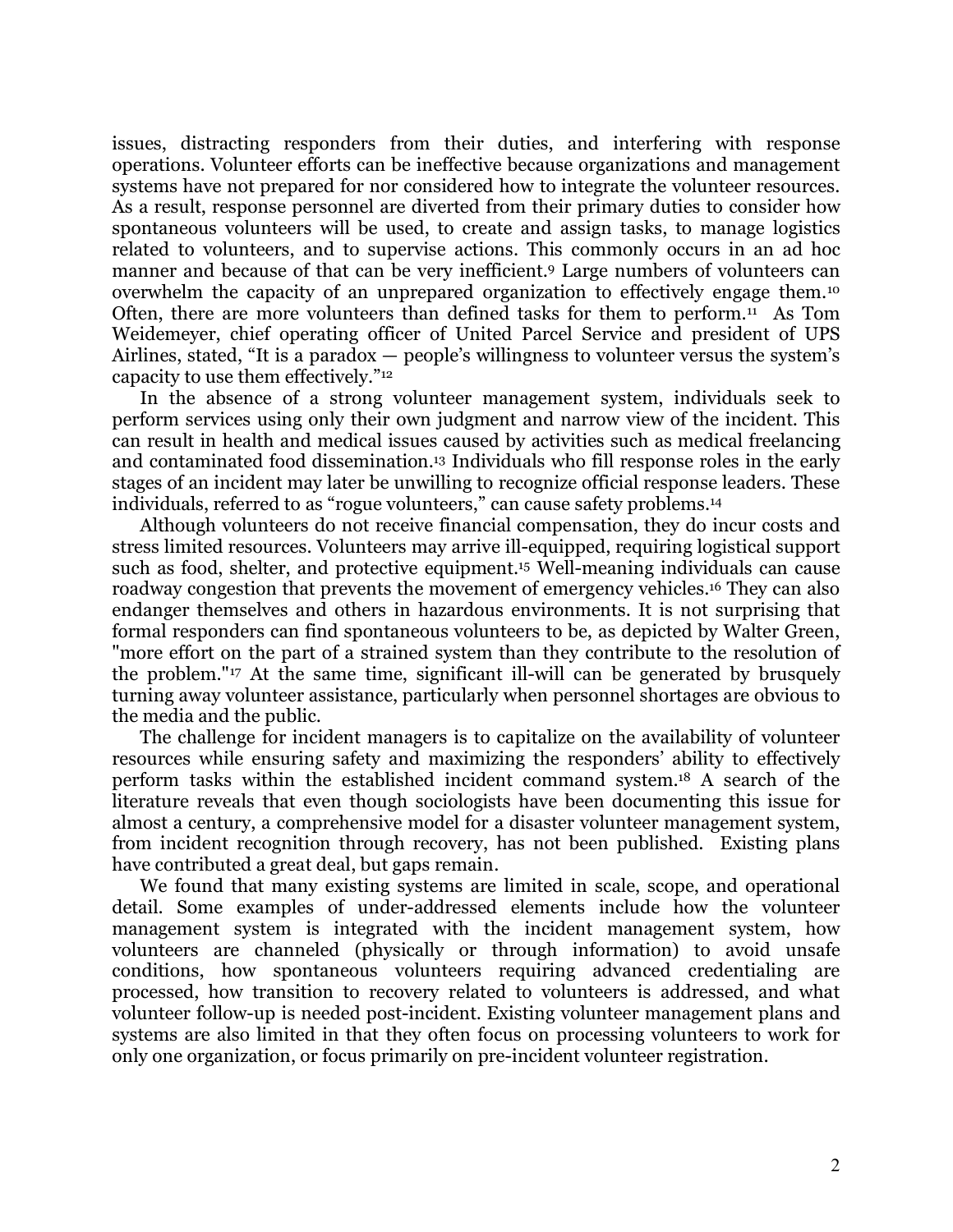issues, distracting responders from their duties, and interfering with response operations. Volunteer efforts can be ineffective because organizations and management systems have not prepared for nor considered how to integrate the volunteer resources. As a result, response personnel are diverted from their primary duties to consider how spontaneous volunteers will be used, to create and assign tasks, to manage logistics related to volunteers, and to supervise actions. This commonly occurs in an ad hoc manner and because of that can be very inefficient.[9] Large numbers of volunteers can overwhelm the capacity of an unprepared organization to effectively engage them.[10] Often, there are more volunteers than defined tasks for them to perform.[11] As Tom Weidemeyer, chief operating officer of United Parcel Service and president of UPS Airlines, stated, "It is a paradox — people's willingness to volunteer versus the system's capacity to use them effectively."[12]

In the absence of a strong volunteer management system, individuals seek to perform services using only their own judgment and narrow view of the incident. This can result in health and medical issues caused by activities such as medical freelancing and contaminated food dissemination.[13] Individuals who fill response roles in the early stages of an incident may later be unwilling to recognize official response leaders. These individuals, referred to as "rogue volunteers," can cause safety problems.[14]

Although volunteers do not receive financial compensation, they do incur costs and stress limited resources. Volunteers may arrive ill-equipped, requiring logistical support such as food, shelter, and protective equipment.[15] Well-meaning individuals can cause roadway congestion that prevents the movement of emergency vehicles.[16] They can also endanger themselves and others in hazardous environments. It is not surprising that formal responders can find spontaneous volunteers to be, as depicted by Walter Green, "more effort on the part of a strained system than they contribute to the resolution of the problem."[17] At the same time, significant ill-will can be generated by brusquely turning away volunteer assistance, particularly when personnel shortages are obvious to the media and the public.

The challenge for incident managers is to capitalize on the availability of volunteer resources while ensuring safety and maximizing the responders' ability to effectively perform tasks within the established incident command system.[18] A search of the literature reveals that even though sociologists have been documenting this issue for almost a century, a comprehensive model for a disaster volunteer management system, from incident recognition through recovery, has not been published. Existing plans have contributed a great deal, but gaps remain.

We found that many existing systems are limited in scale, scope, and operational detail. Some examples of under-addressed elements include how the volunteer management system is integrated with the incident management system, how volunteers are channeled (physically or through information) to avoid unsafe conditions, how spontaneous volunteers requiring advanced credentialing are processed, how transition to recovery related to volunteers is addressed, and what volunteer follow-up is needed post-incident. Existing volunteer management plans and systems are also limited in that they often focus on processing volunteers to work for only one organization, or focus primarily on pre-incident volunteer registration.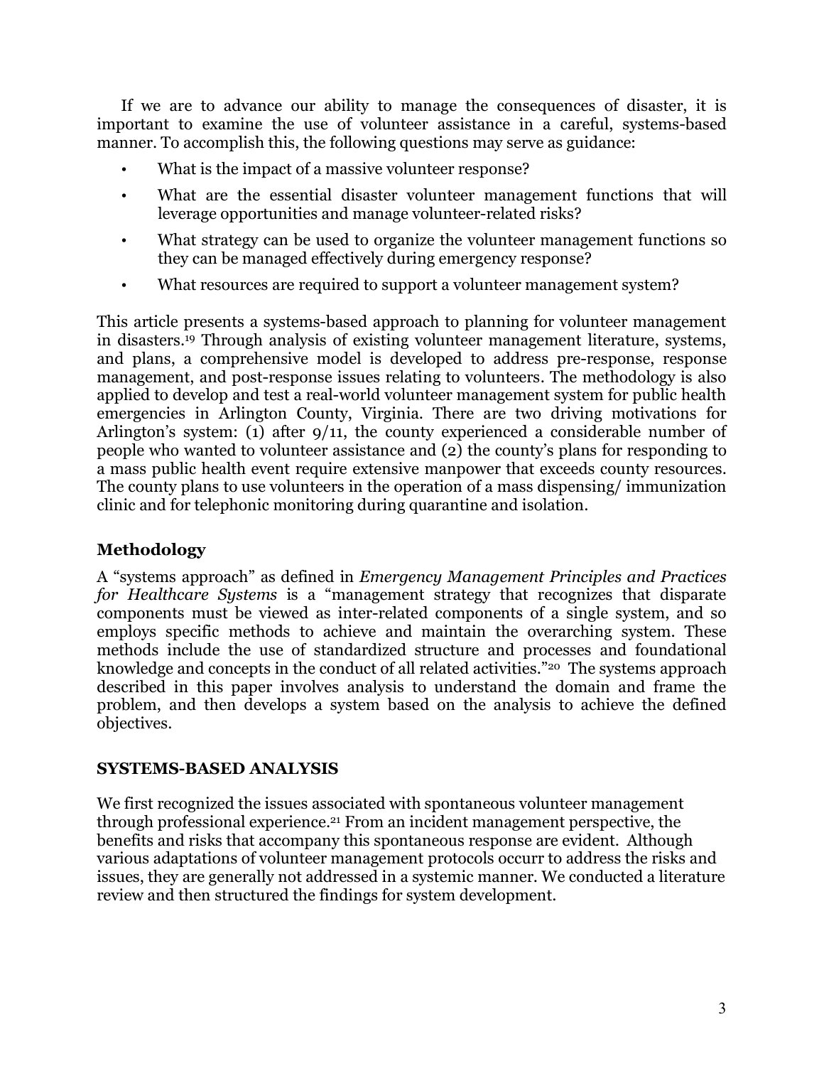If we are to advance our ability to manage the consequences of disaster, it is important to examine the use of volunteer assistance in a careful, systems-based manner. To accomplish this, the following questions may serve as guidance:

- What is the impact of a massive volunteer response?
- What are the essential disaster volunteer management functions that will leverage opportunities and manage volunteer-related risks?
- What strategy can be used to organize the volunteer management functions so they can be managed effectively during emergency response?
- What resources are required to support a volunteer management system?

This article presents a systems-based approach to planning for volunteer management in disasters.[19] Through analysis of existing volunteer management literature, systems, and plans, a comprehensive model is developed to address pre-response, response management, and post-response issues relating to volunteers. The methodology is also applied to develop and test a real-world volunteer management system for public health emergencies in Arlington County, Virginia. There are two driving motivations for Arlington's system: (1) after 9/11, the county experienced a considerable number of people who wanted to volunteer assistance and (2) the county's plans for responding to a mass public health event require extensive manpower that exceeds county resources. The county plans to use volunteers in the operation of a mass dispensing/ immunization clinic and for telephonic monitoring during quarantine and isolation.

## Methodology

A "systems approach" as defined in *Emergency Management Principles and Practices for Healthcare Systems* is a "management strategy that recognizes that disparate components must be viewed as inter-related components of a single system, and so employs specific methods to achieve and maintain the overarching system. These methods include the use of standardized structure and processes and foundational knowledge and concepts in the conduct of all related activities."[20] The systems approach described in this paper involves analysis to understand the domain and frame the problem, and then develops a system based on the analysis to achieve the defined objectives.

## SYSTEMS-BASED ANALYSIS

We first recognized the issues associated with spontaneous volunteer management through professional experience.[21] From an incident management perspective, the benefits and risks that accompany this spontaneous response are evident. Although various adaptations of volunteer management protocols occurr to address the risks and issues, they are generally not addressed in a systemic manner. We conducted a literature review and then structured the findings for system development.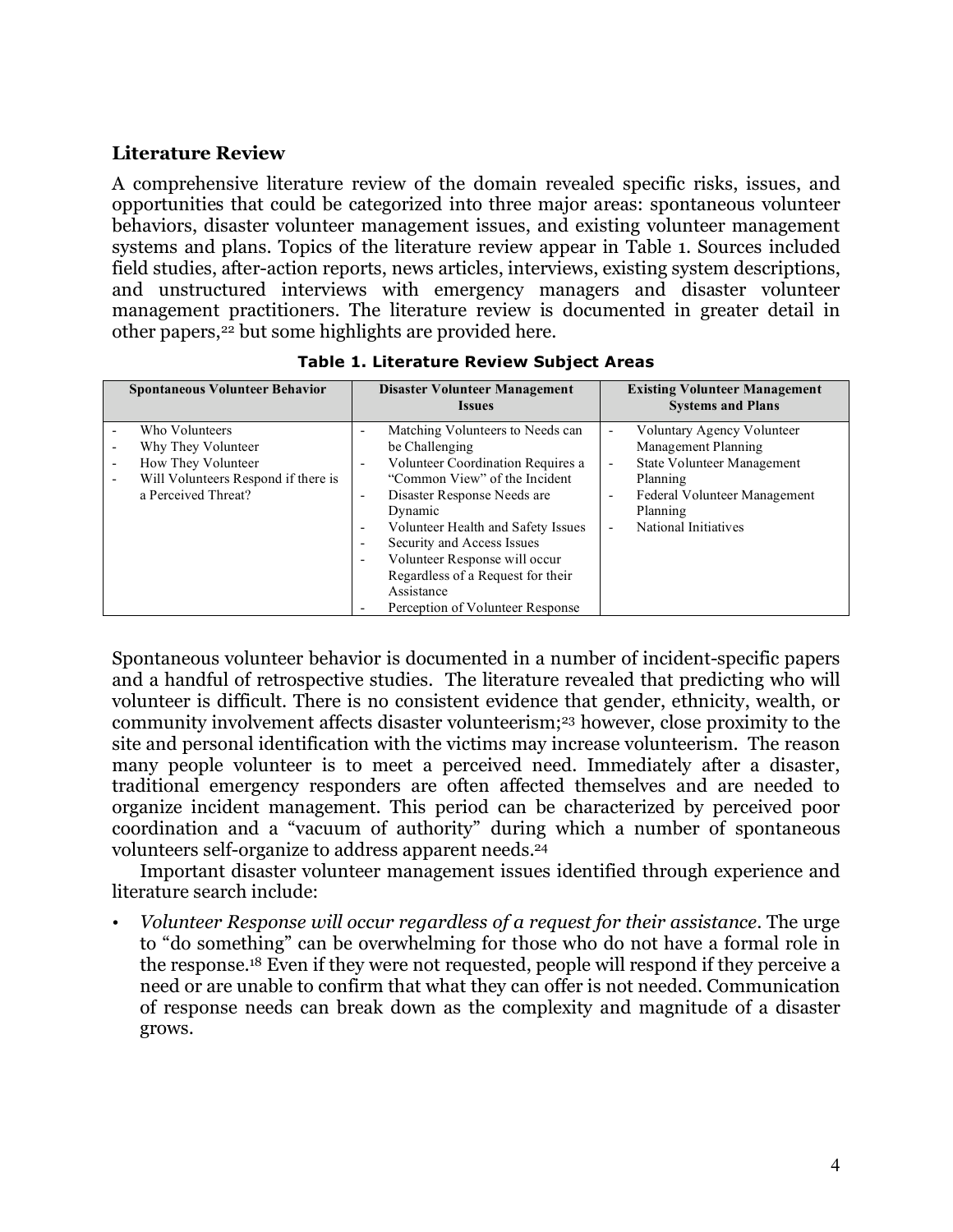## Literature Review

A comprehensive literature review of the domain revealed specific risks, issues, and opportunities that could be categorized into three major areas: spontaneous volunteer behaviors, disaster volunteer management issues, and existing volunteer management systems and plans. Topics of the literature review appear in Table 1. Sources included field studies, after-action reports, news articles, interviews, existing system descriptions, and unstructured interviews with emergency managers and disaster volunteer management practitioners. The literature review is documented in greater detail in other papers,[22] but some highlights are provided here.

**Table 1. Literature Review Subject Areas**

| Spontaneous Volunteer Behavior | Disaster Volunteer Management Issues | Existing Volunteer Management Systems and Plans |
| --- | --- | --- |
| - Who Volunteers<br>- Why They Volunteer<br>- How They Volunteer<br>- Will Volunteers Respond if there is a Perceived Threat? | - Matching Volunteers to Needs can be Challenging<br>- Volunteer Coordination Requires a "Common View" of the Incident<br>- Disaster Response Needs are Dynamic<br>- Volunteer Health and Safety Issues<br>- Security and Access Issues<br>- Volunteer Response will occur Regardless of a Request for their Assistance<br>- Perception of Volunteer Response | - Voluntary Agency Volunteer Management Planning<br>- State Volunteer Management Planning<br>- Federal Volunteer Management Planning<br>- National Initiatives |

Spontaneous volunteer behavior is documented in a number of incident-specific papers and a handful of retrospective studies. The literature revealed that predicting who will volunteer is difficult. There is no consistent evidence that gender, ethnicity, wealth, or community involvement affects disaster volunteerism;[23] however, close proximity to the site and personal identification with the victims may increase volunteerism. The reason many people volunteer is to meet a perceived need. Immediately after a disaster, traditional emergency responders are often affected themselves and are needed to organize incident management. This period can be characterized by perceived poor coordination and a "vacuum of authority" during which a number of spontaneous volunteers self-organize to address apparent needs.[24]

Important disaster volunteer management issues identified through experience and literature search include:

- *Volunteer Response will occur regardless of a request for their assistance*. The urge to "do something" can be overwhelming for those who do not have a formal role in the response.[18] Even if they were not requested, people will respond if they perceive a need or are unable to confirm that what they can offer is not needed. Communication of response needs can break down as the complexity and magnitude of a disaster grows.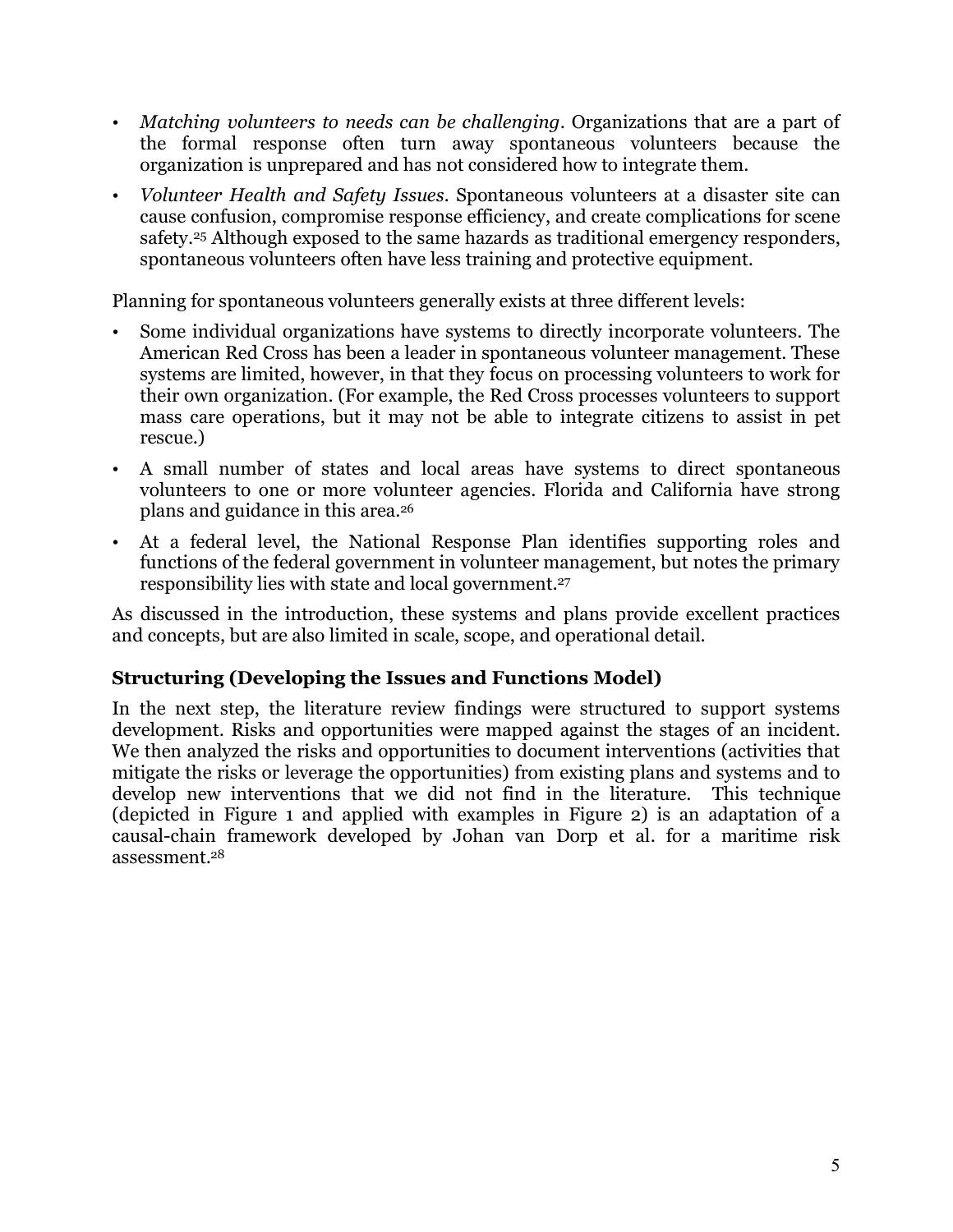- *Matching volunteers to needs can be challenging*. Organizations that are a part of the formal response often turn away spontaneous volunteers because the organization is unprepared and has not considered how to integrate them.
- *Volunteer Health and Safety Issues*. Spontaneous volunteers at a disaster site can cause confusion, compromise response efficiency, and create complications for scene safety.[25] Although exposed to the same hazards as traditional emergency responders, spontaneous volunteers often have less training and protective equipment.

Planning for spontaneous volunteers generally exists at three different levels:

- Some individual organizations have systems to directly incorporate volunteers. The American Red Cross has been a leader in spontaneous volunteer management. These systems are limited, however, in that they focus on processing volunteers to work for their own organization. (For example, the Red Cross processes volunteers to support mass care operations, but it may not be able to integrate citizens to assist in pet rescue.)
- A small number of states and local areas have systems to direct spontaneous volunteers to one or more volunteer agencies. Florida and California have strong plans and guidance in this area.[26]
- At a federal level, the National Response Plan identifies supporting roles and functions of the federal government in volunteer management, but notes the primary responsibility lies with state and local government.[27]

As discussed in the introduction, these systems and plans provide excellent practices and concepts, but are also limited in scale, scope, and operational detail.

### Structuring (Developing the Issues and Functions Model)

In the next step, the literature review findings were structured to support systems development. Risks and opportunities were mapped against the stages of an incident. We then analyzed the risks and opportunities to document interventions (activities that mitigate the risks or leverage the opportunities) from existing plans and systems and to develop new interventions that we did not find in the literature. This technique (depicted in Figure 1 and applied with examples in Figure 2) is an adaptation of a causal-chain framework developed by Johan van Dorp et al. for a maritime risk assessment.[28]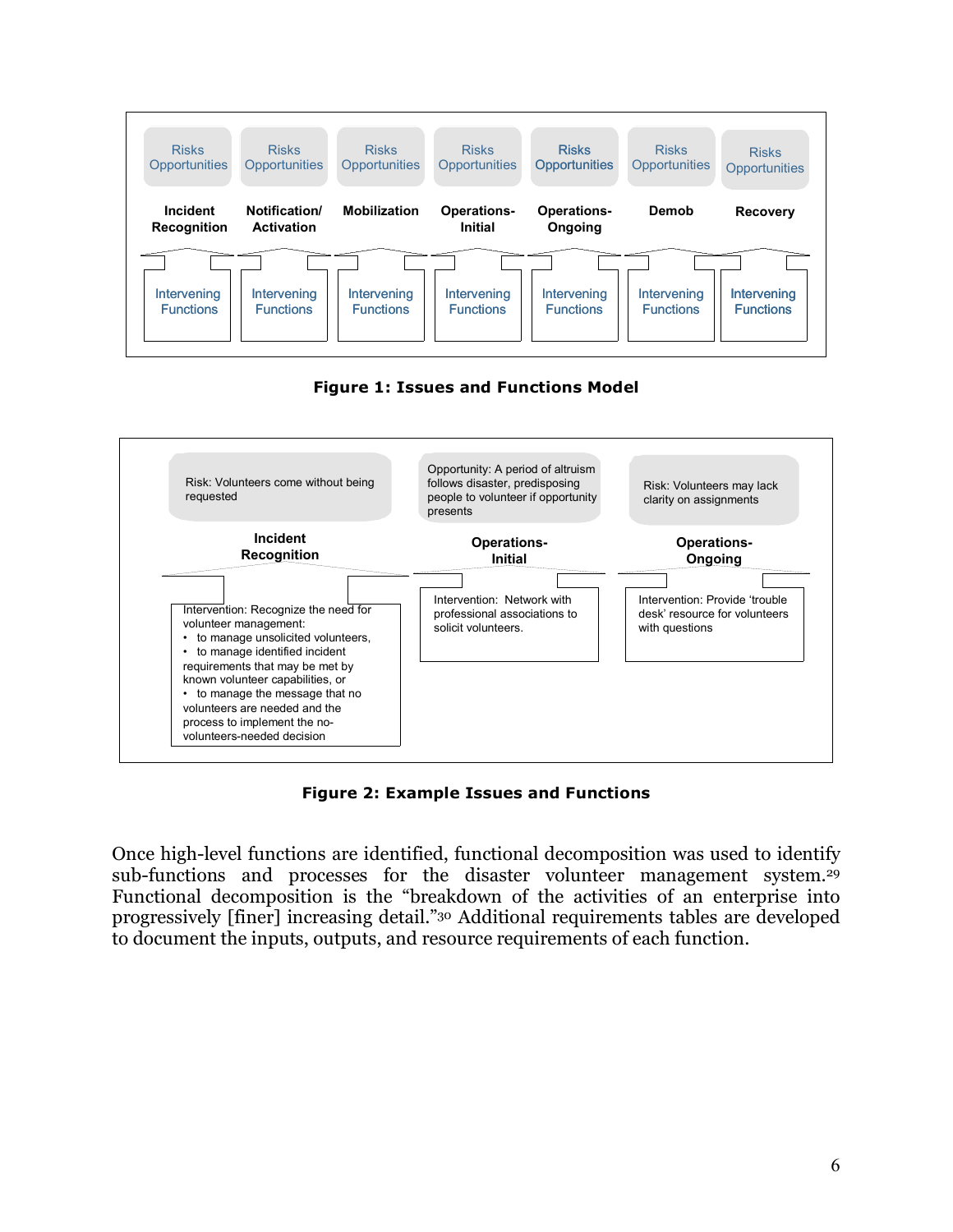| Risks Opportunities | Risks Opportunities | Risks Opportunities | Risks Opportunities | Risks Opportunities | Risks Opportunities | Risks Opportunities |
|---|---|---|---|---|---|---|
| **Incident Recognition** | **Notification/ Activation** | **Mobilization** | **Operations-Initial** | **Operations-Ongoing** | **Demob** | **Recovery** |
| Intervening Functions | Intervening Functions | Intervening Functions | Intervening Functions | Intervening Functions | Intervening Functions | Intervening Functions |

**Figure 1: Issues and Functions Model**

| Risk: Volunteers come without being requested | Opportunity: A period of altruism follows disaster, predisposing people to volunteer if opportunity presents | Risk: Volunteers may lack clarity on assignments |
|---|---|---|
| **Incident Recognition** | **Operations-Initial** | **Operations-Ongoing** |
| Intervention: Recognize the need for volunteer management:<br>• to manage unsolicited volunteers,<br>• to manage identified incident requirements that may be met by known volunteer capabilities, or<br>• to manage the message that no volunteers are needed and the process to implement the no-volunteers-needed decision | Intervention: Network with professional associations to solicit volunteers. | Intervention: Provide 'trouble desk' resource for volunteers with questions |

**Figure 2: Example Issues and Functions**

Once high-level functions are identified, functional decomposition was used to identify sub-functions and processes for the disaster volunteer management system.[29] Functional decomposition is the "breakdown of the activities of an enterprise into progressively [finer] increasing detail."[30] Additional requirements tables are developed to document the inputs, outputs, and resource requirements of each function.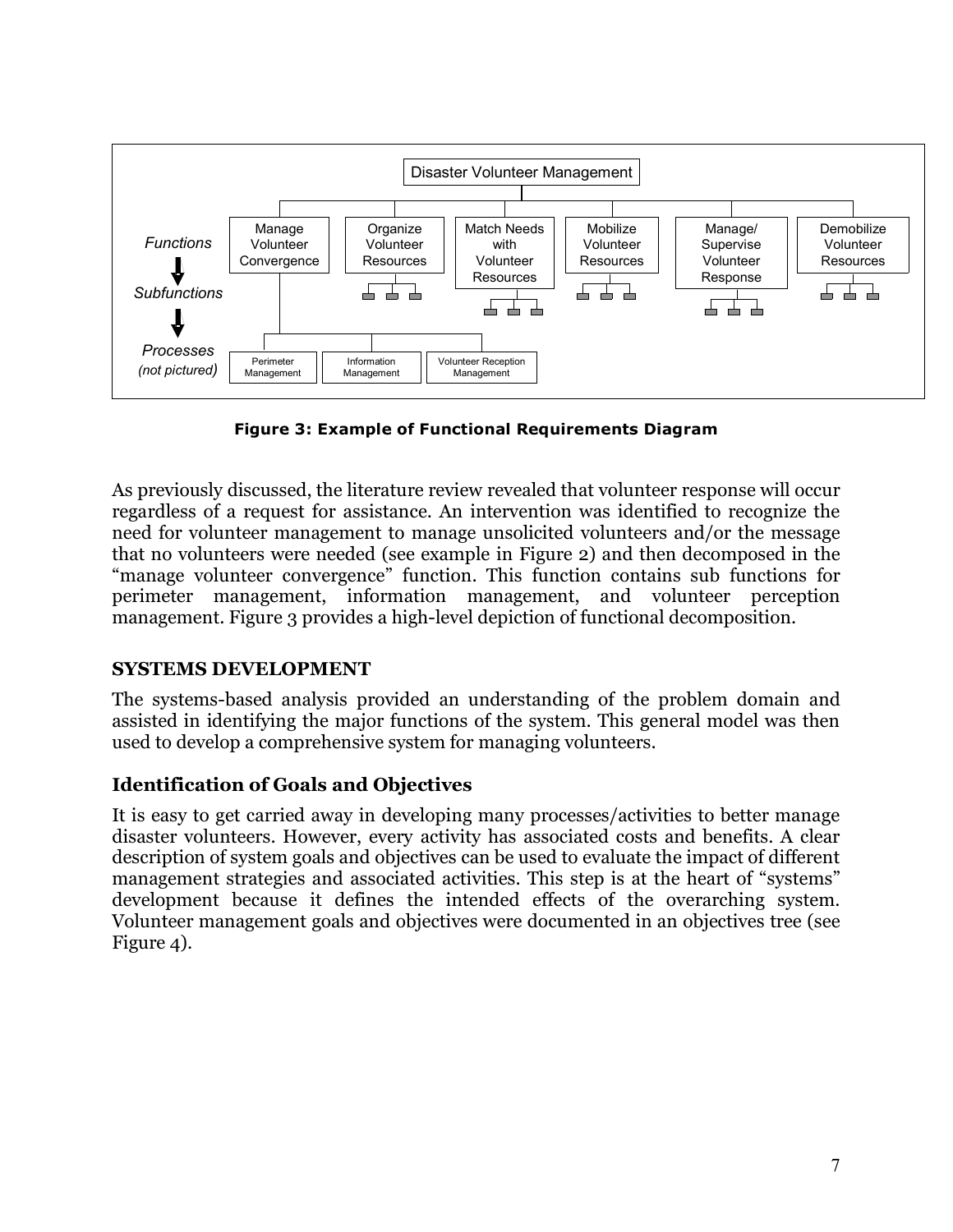Disaster Volunteer Management

Functions → Subfunctions → Processes (not pictured)

- Manage Volunteer Convergence
  - Perimeter Management
  - Information Management
  - Volunteer Reception Management
- Organize Volunteer Resources
- Match Needs with Volunteer Resources
- Mobilize Volunteer Resources
- Manage/ Supervise Volunteer Response
- Demobilize Volunteer Resources

**Figure 3: Example of Functional Requirements Diagram**

As previously discussed, the literature review revealed that volunteer response will occur regardless of a request for assistance. An intervention was identified to recognize the need for volunteer management to manage unsolicited volunteers and/or the message that no volunteers were needed (see example in Figure 2) and then decomposed in the "manage volunteer convergence" function. This function contains sub functions for perimeter management, information management, and volunteer perception management. Figure 3 provides a high-level depiction of functional decomposition.

## SYSTEMS DEVELOPMENT

The systems-based analysis provided an understanding of the problem domain and assisted in identifying the major functions of the system. This general model was then used to develop a comprehensive system for managing volunteers.

### Identification of Goals and Objectives

It is easy to get carried away in developing many processes/activities to better manage disaster volunteers. However, every activity has associated costs and benefits. A clear description of system goals and objectives can be used to evaluate the impact of different management strategies and associated activities. This step is at the heart of "systems" development because it defines the intended effects of the overarching system. Volunteer management goals and objectives were documented in an objectives tree (see Figure 4).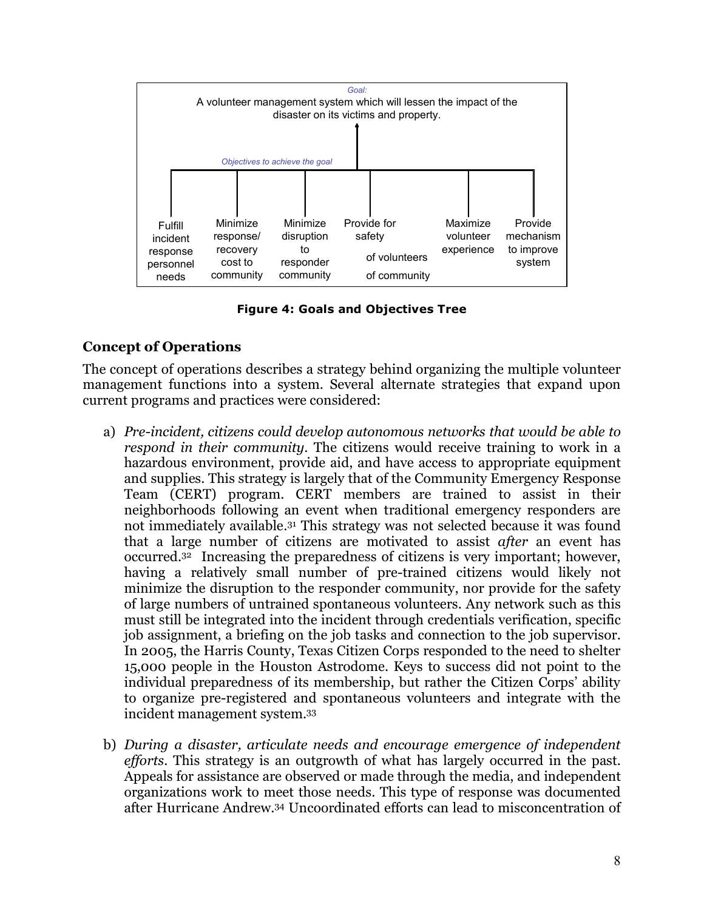Goal:

A volunteer management system which will lessen the impact of the disaster on its victims and property.

Objectives to achieve the goal

- Fulfill incident response personnel needs
- Minimize response/ recovery cost to community
- Minimize disruption to responder community
- Provide for safety
  - of volunteers
  - of community
- Maximize volunteer experience
- Provide mechanism to improve system

**Figure 4: Goals and Objectives Tree**

## Concept of Operations

The concept of operations describes a strategy behind organizing the multiple volunteer management functions into a system. Several alternate strategies that expand upon current programs and practices were considered:

a) *Pre-incident, citizens could develop autonomous networks that would be able to respond in their community*. The citizens would receive training to work in a hazardous environment, provide aid, and have access to appropriate equipment and supplies. This strategy is largely that of the Community Emergency Response Team (CERT) program. CERT members are trained to assist in their neighborhoods following an event when traditional emergency responders are not immediately available.[31] This strategy was not selected because it was found that a large number of citizens are motivated to assist *after* an event has occurred.[32] Increasing the preparedness of citizens is very important; however, having a relatively small number of pre-trained citizens would likely not minimize the disruption to the responder community, nor provide for the safety of large numbers of untrained spontaneous volunteers. Any network such as this must still be integrated into the incident through credentials verification, specific job assignment, a briefing on the job tasks and connection to the job supervisor. In 2005, the Harris County, Texas Citizen Corps responded to the need to shelter 15,000 people in the Houston Astrodome. Keys to success did not point to the individual preparedness of its membership, but rather the Citizen Corps' ability to organize pre-registered and spontaneous volunteers and integrate with the incident management system.[33]

b) *During a disaster, articulate needs and encourage emergence of independent efforts*. This strategy is an outgrowth of what has largely occurred in the past. Appeals for assistance are observed or made through the media, and independent organizations work to meet those needs. This type of response was documented after Hurricane Andrew.[34] Uncoordinated efforts can lead to misconcentration of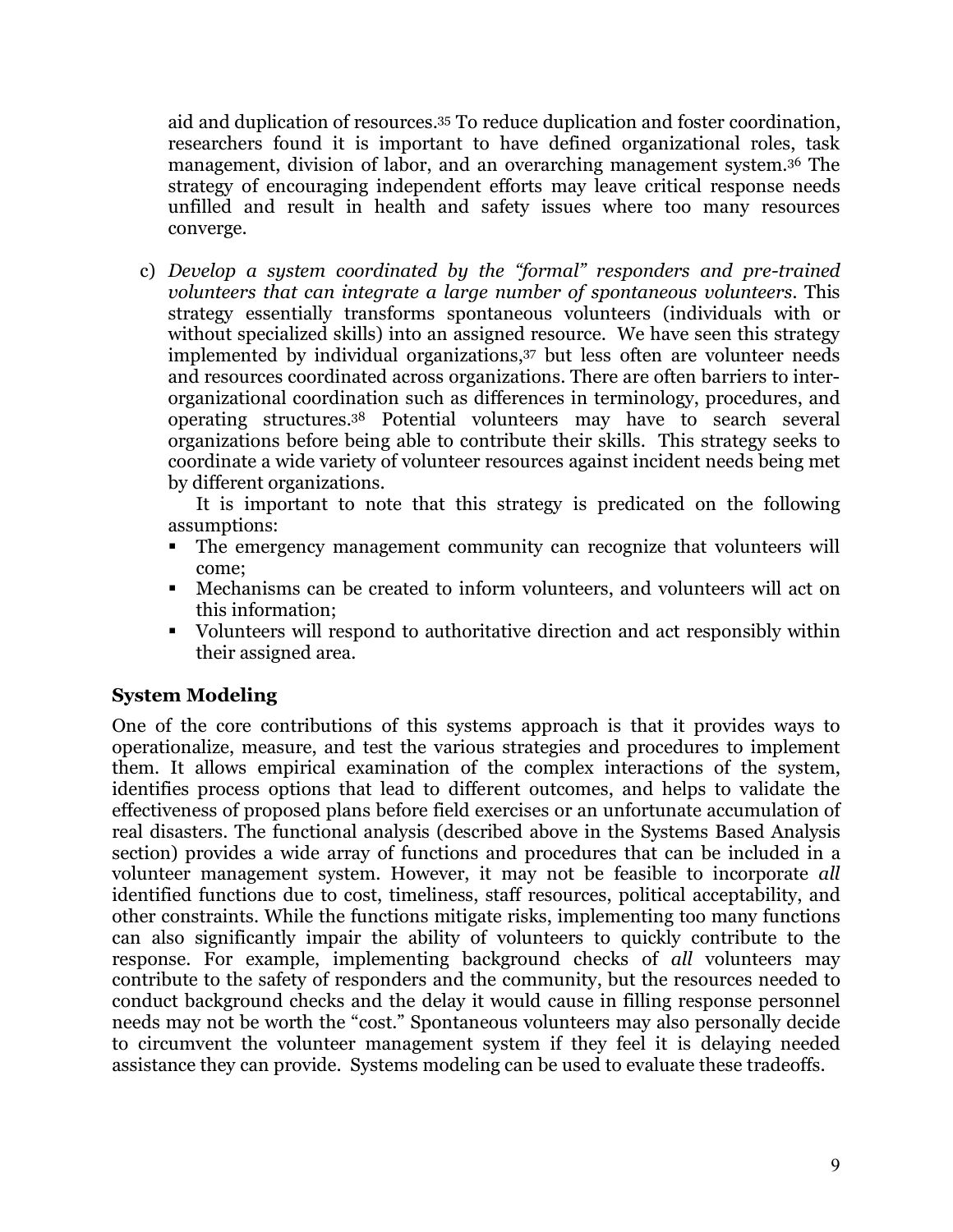aid and duplication of resources.[35] To reduce duplication and foster coordination, researchers found it is important to have defined organizational roles, task management, division of labor, and an overarching management system.[36] The strategy of encouraging independent efforts may leave critical response needs unfilled and result in health and safety issues where too many resources converge.

c) *Develop a system coordinated by the "formal" responders and pre-trained volunteers that can integrate a large number of spontaneous volunteers*. This strategy essentially transforms spontaneous volunteers (individuals with or without specialized skills) into an assigned resource. We have seen this strategy implemented by individual organizations,[37] but less often are volunteer needs and resources coordinated across organizations. There are often barriers to inter-organizational coordination such as differences in terminology, procedures, and operating structures.[38] Potential volunteers may have to search several organizations before being able to contribute their skills. This strategy seeks to coordinate a wide variety of volunteer resources against incident needs being met by different organizations.

   It is important to note that this strategy is predicated on the following assumptions:
   - The emergency management community can recognize that volunteers will come;
   - Mechanisms can be created to inform volunteers, and volunteers will act on this information;
   - Volunteers will respond to authoritative direction and act responsibly within their assigned area.

## System Modeling

One of the core contributions of this systems approach is that it provides ways to operationalize, measure, and test the various strategies and procedures to implement them. It allows empirical examination of the complex interactions of the system, identifies process options that lead to different outcomes, and helps to validate the effectiveness of proposed plans before field exercises or an unfortunate accumulation of real disasters. The functional analysis (described above in the Systems Based Analysis section) provides a wide array of functions and procedures that can be included in a volunteer management system. However, it may not be feasible to incorporate *all* identified functions due to cost, timeliness, staff resources, political acceptability, and other constraints. While the functions mitigate risks, implementing too many functions can also significantly impair the ability of volunteers to quickly contribute to the response. For example, implementing background checks of *all* volunteers may contribute to the safety of responders and the community, but the resources needed to conduct background checks and the delay it would cause in filling response personnel needs may not be worth the "cost." Spontaneous volunteers may also personally decide to circumvent the volunteer management system if they feel it is delaying needed assistance they can provide. Systems modeling can be used to evaluate these tradeoffs.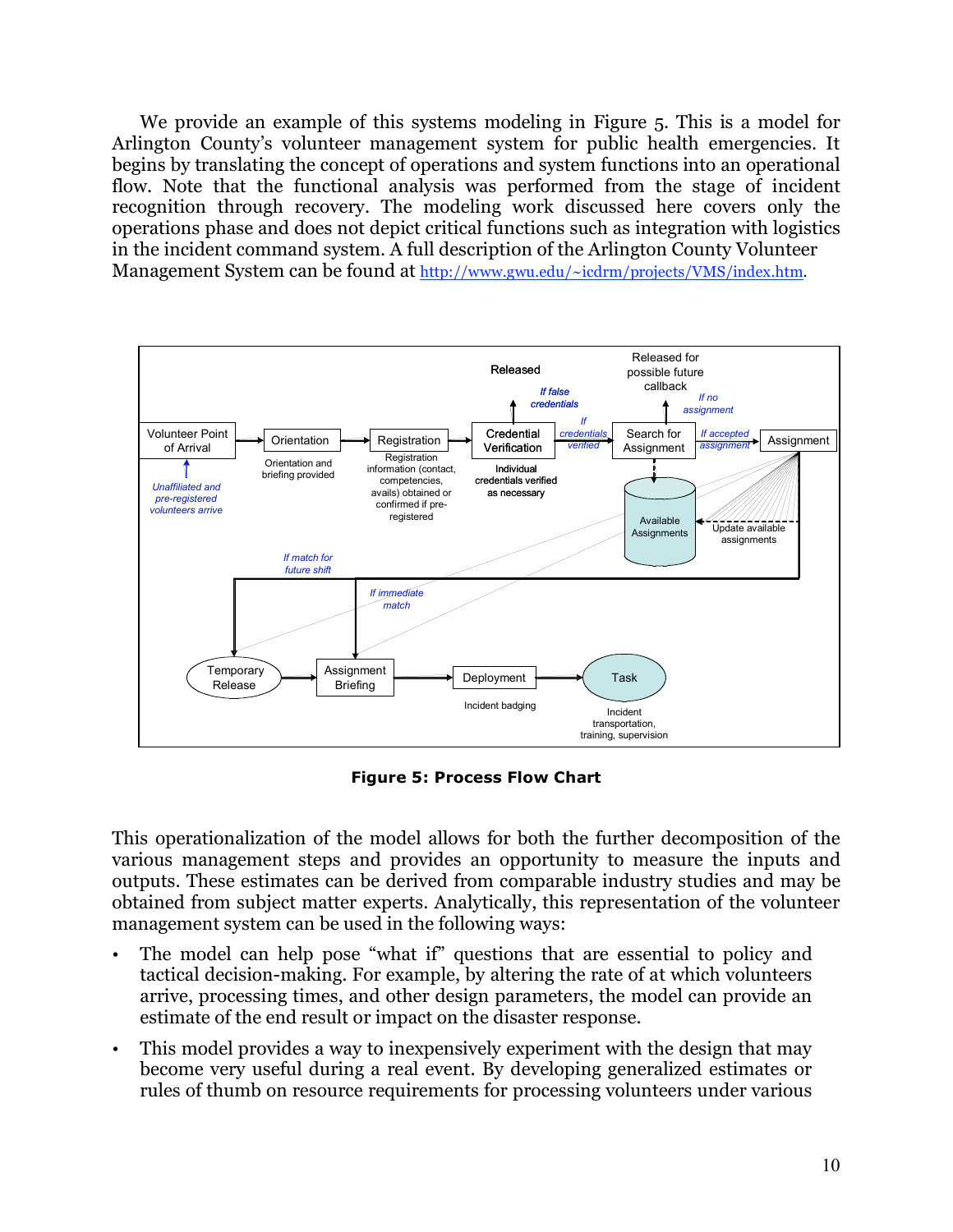We provide an example of this systems modeling in Figure 5. This is a model for Arlington County's volunteer management system for public health emergencies. It begins by translating the concept of operations and system functions into an operational flow. Note that the functional analysis was performed from the stage of incident recognition through recovery. The modeling work discussed here covers only the operations phase and does not depict critical functions such as integration with logistics in the incident command system. A full description of the Arlington County Volunteer Management System can be found at http://www.gwu.edu/~icdrm/projects/VMS/index.htm.

**Figure 5: Process Flow Chart**

This operationalization of the model allows for both the further decomposition of the various management steps and provides an opportunity to measure the inputs and outputs. These estimates can be derived from comparable industry studies and may be obtained from subject matter experts. Analytically, this representation of the volunteer management system can be used in the following ways:

- The model can help pose "what if" questions that are essential to policy and tactical decision-making. For example, by altering the rate of at which volunteers arrive, processing times, and other design parameters, the model can provide an estimate of the end result or impact on the disaster response.
- This model provides a way to inexpensively experiment with the design that may become very useful during a real event. By developing generalized estimates or rules of thumb on resource requirements for processing volunteers under various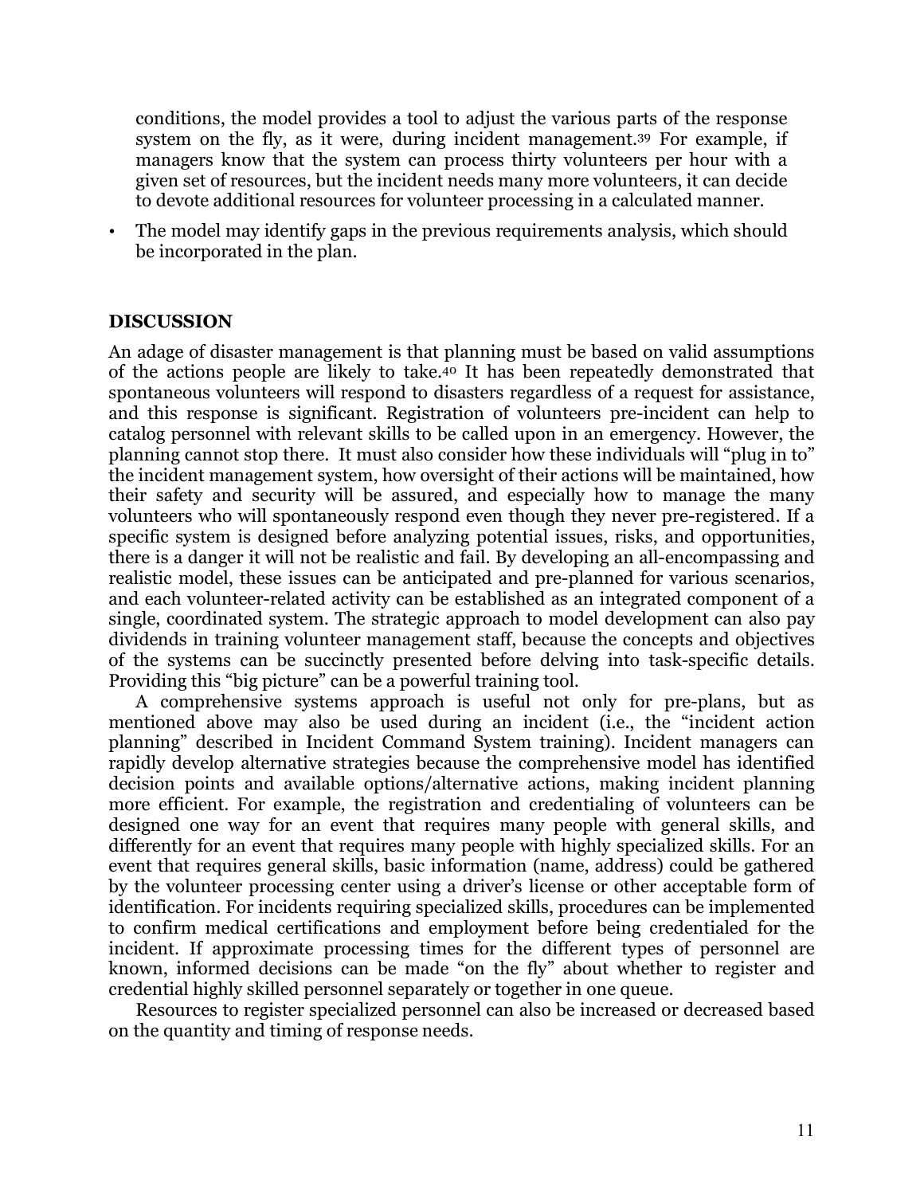conditions, the model provides a tool to adjust the various parts of the response system on the fly, as it were, during incident management.[39] For example, if managers know that the system can process thirty volunteers per hour with a given set of resources, but the incident needs many more volunteers, it can decide to devote additional resources for volunteer processing in a calculated manner.

- The model may identify gaps in the previous requirements analysis, which should be incorporated in the plan.

## DISCUSSION

An adage of disaster management is that planning must be based on valid assumptions of the actions people are likely to take.[40] It has been repeatedly demonstrated that spontaneous volunteers will respond to disasters regardless of a request for assistance, and this response is significant. Registration of volunteers pre-incident can help to catalog personnel with relevant skills to be called upon in an emergency. However, the planning cannot stop there. It must also consider how these individuals will "plug in to" the incident management system, how oversight of their actions will be maintained, how their safety and security will be assured, and especially how to manage the many volunteers who will spontaneously respond even though they never pre-registered. If a specific system is designed before analyzing potential issues, risks, and opportunities, there is a danger it will not be realistic and fail. By developing an all-encompassing and realistic model, these issues can be anticipated and pre-planned for various scenarios, and each volunteer-related activity can be established as an integrated component of a single, coordinated system. The strategic approach to model development can also pay dividends in training volunteer management staff, because the concepts and objectives of the systems can be succinctly presented before delving into task-specific details. Providing this "big picture" can be a powerful training tool.

A comprehensive systems approach is useful not only for pre-plans, but as mentioned above may also be used during an incident (i.e., the "incident action planning" described in Incident Command System training). Incident managers can rapidly develop alternative strategies because the comprehensive model has identified decision points and available options/alternative actions, making incident planning more efficient. For example, the registration and credentialing of volunteers can be designed one way for an event that requires many people with general skills, and differently for an event that requires many people with highly specialized skills. For an event that requires general skills, basic information (name, address) could be gathered by the volunteer processing center using a driver's license or other acceptable form of identification. For incidents requiring specialized skills, procedures can be implemented to confirm medical certifications and employment before being credentialed for the incident. If approximate processing times for the different types of personnel are known, informed decisions can be made "on the fly" about whether to register and credential highly skilled personnel separately or together in one queue.

Resources to register specialized personnel can also be increased or decreased based on the quantity and timing of response needs.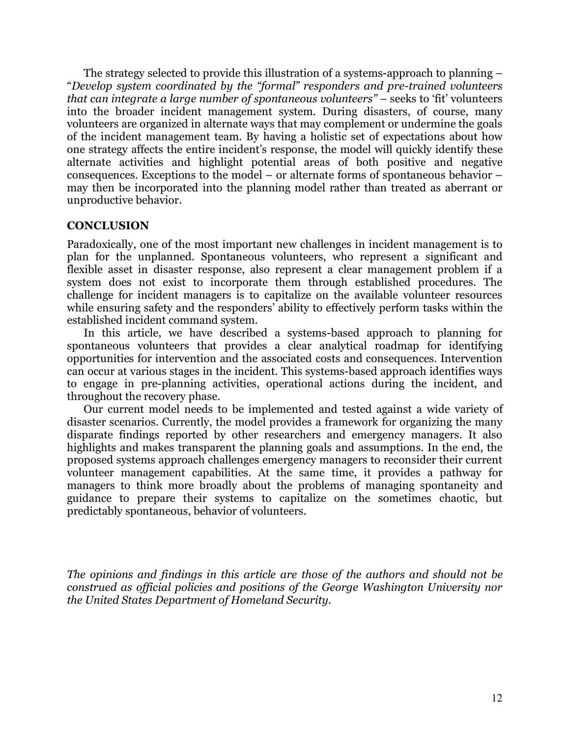The strategy selected to provide this illustration of a systems-approach to planning – "*Develop system coordinated by the "formal" responders and pre-trained volunteers that can integrate a large number of spontaneous volunteers"* – seeks to 'fit' volunteers into the broader incident management system. During disasters, of course, many volunteers are organized in alternate ways that may complement or undermine the goals of the incident management team. By having a holistic set of expectations about how one strategy affects the entire incident's response, the model will quickly identify these alternate activities and highlight potential areas of both positive and negative consequences. Exceptions to the model – or alternate forms of spontaneous behavior – may then be incorporated into the planning model rather than treated as aberrant or unproductive behavior.

## CONCLUSION

Paradoxically, one of the most important new challenges in incident management is to plan for the unplanned. Spontaneous volunteers, who represent a significant and flexible asset in disaster response, also represent a clear management problem if a system does not exist to incorporate them through established procedures. The challenge for incident managers is to capitalize on the available volunteer resources while ensuring safety and the responders' ability to effectively perform tasks within the established incident command system.

In this article, we have described a systems-based approach to planning for spontaneous volunteers that provides a clear analytical roadmap for identifying opportunities for intervention and the associated costs and consequences. Intervention can occur at various stages in the incident. This systems-based approach identifies ways to engage in pre-planning activities, operational actions during the incident, and throughout the recovery phase.

Our current model needs to be implemented and tested against a wide variety of disaster scenarios. Currently, the model provides a framework for organizing the many disparate findings reported by other researchers and emergency managers. It also highlights and makes transparent the planning goals and assumptions. In the end, the proposed systems approach challenges emergency managers to reconsider their current volunteer management capabilities. At the same time, it provides a pathway for managers to think more broadly about the problems of managing spontaneity and guidance to prepare their systems to capitalize on the sometimes chaotic, but predictably spontaneous, behavior of volunteers.

*The opinions and findings in this article are those of the authors and should not be construed as official policies and positions of the George Washington University nor the United States Department of Homeland Security.*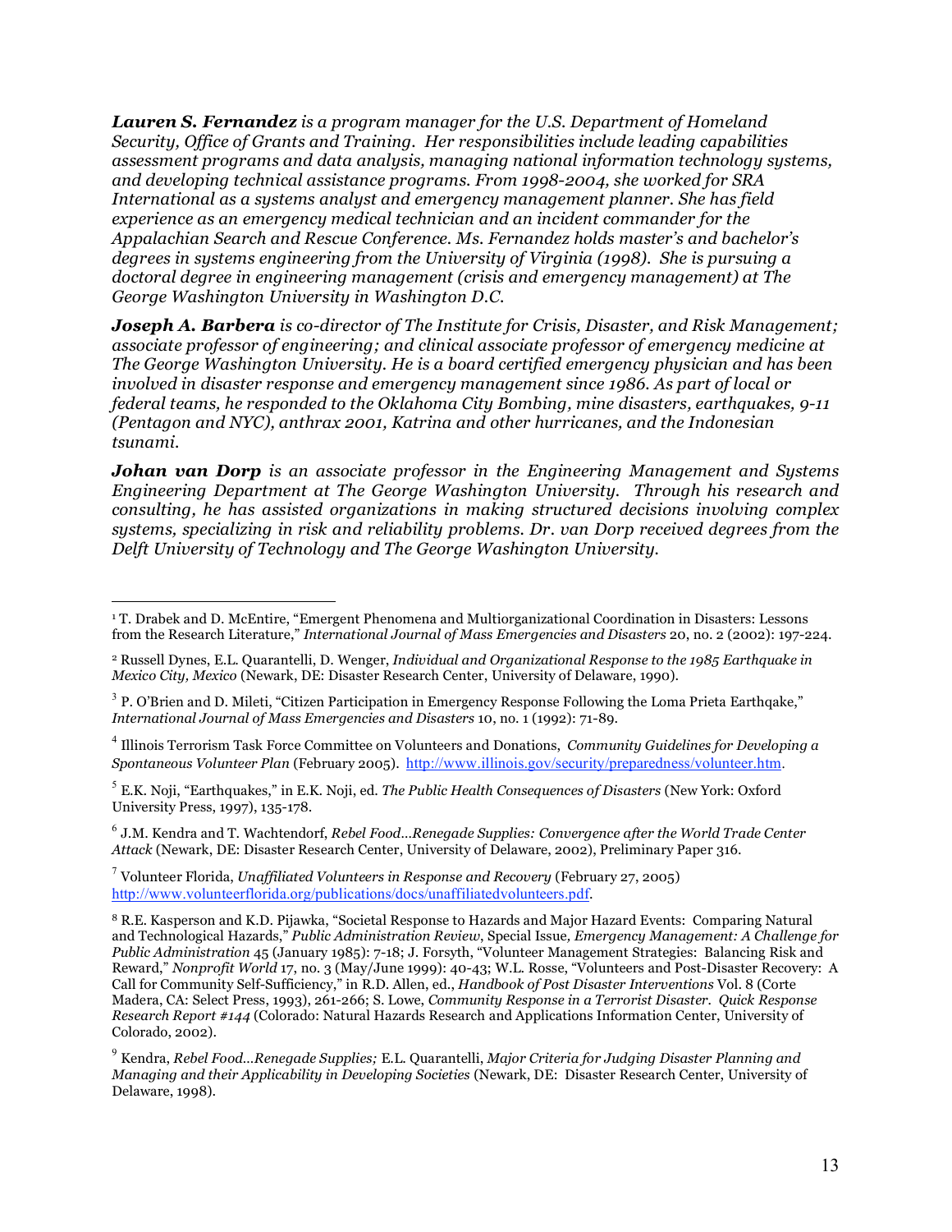***Lauren S. Fernandez*** *is a program manager for the U.S. Department of Homeland Security, Office of Grants and Training. Her responsibilities include leading capabilities assessment programs and data analysis, managing national information technology systems, and developing technical assistance programs. From 1998-2004, she worked for SRA International as a systems analyst and emergency management planner. She has field experience as an emergency medical technician and an incident commander for the Appalachian Search and Rescue Conference. Ms. Fernandez holds master's and bachelor's degrees in systems engineering from the University of Virginia (1998). She is pursuing a doctoral degree in engineering management (crisis and emergency management) at The George Washington University in Washington D.C.*

***Joseph A. Barbera*** *is co-director of The Institute for Crisis, Disaster, and Risk Management; associate professor of engineering; and clinical associate professor of emergency medicine at The George Washington University. He is a board certified emergency physician and has been involved in disaster response and emergency management since 1986. As part of local or federal teams, he responded to the Oklahoma City Bombing, mine disasters, earthquakes, 9-11 (Pentagon and NYC), anthrax 2001, Katrina and other hurricanes, and the Indonesian tsunami.*

***Johan van Dorp*** *is an associate professor in the Engineering Management and Systems Engineering Department at The George Washington University. Through his research and consulting, he has assisted organizations in making structured decisions involving complex systems, specializing in risk and reliability problems. Dr. van Dorp received degrees from the Delft University of Technology and The George Washington University.*

---

[1] T. Drabek and D. McEntire, "Emergent Phenomena and Multiorganizational Coordination in Disasters: Lessons from the Research Literature," *International Journal of Mass Emergencies and Disasters* 20, no. 2 (2002): 197-224.

[2] Russell Dynes, E.L. Quarantelli, D. Wenger, *Individual and Organizational Response to the 1985 Earthquake in Mexico City, Mexico* (Newark, DE: Disaster Research Center, University of Delaware, 1990).

[3] P. O'Brien and D. Mileti, "Citizen Participation in Emergency Response Following the Loma Prieta Earthqake," *International Journal of Mass Emergencies and Disasters* 10, no. 1 (1992): 71-89.

[4] Illinois Terrorism Task Force Committee on Volunteers and Donations, *Community Guidelines for Developing a Spontaneous Volunteer Plan* (February 2005). http://www.illinois.gov/security/preparedness/volunteer.htm.

[5] E.K. Noji, "Earthquakes," in E.K. Noji, ed. *The Public Health Consequences of Disasters* (New York: Oxford University Press, 1997), 135-178.

[6] J.M. Kendra and T. Wachtendorf, *Rebel Food…Renegade Supplies: Convergence after the World Trade Center Attack* (Newark, DE: Disaster Research Center, University of Delaware, 2002), Preliminary Paper 316.

[7] Volunteer Florida, *Unaffiliated Volunteers in Response and Recovery* (February 27, 2005) http://www.volunteerflorida.org/publications/docs/unaffiliatedvolunteers.pdf.

[8] R.E. Kasperson and K.D. Pijawka, "Societal Response to Hazards and Major Hazard Events: Comparing Natural and Technological Hazards," *Public Administration Review*, Special Issue, *Emergency Management: A Challenge for Public Administration* 45 (January 1985): 7-18; J. Forsyth, "Volunteer Management Strategies: Balancing Risk and Reward," *Nonprofit World* 17, no. 3 (May/June 1999): 40-43; W.L. Rosse, "Volunteers and Post-Disaster Recovery: A Call for Community Self-Sufficiency," in R.D. Allen, ed., *Handbook of Post Disaster Interventions* Vol. 8 (Corte Madera, CA: Select Press, 1993), 261-266; S. Lowe, *Community Response in a Terrorist Disaster. Quick Response Research Report #144* (Colorado: Natural Hazards Research and Applications Information Center, University of Colorado, 2002).

[9] Kendra, *Rebel Food…Renegade Supplies;* E.L. Quarantelli, *Major Criteria for Judging Disaster Planning and Managing and their Applicability in Developing Societies* (Newark, DE: Disaster Research Center, University of Delaware, 1998).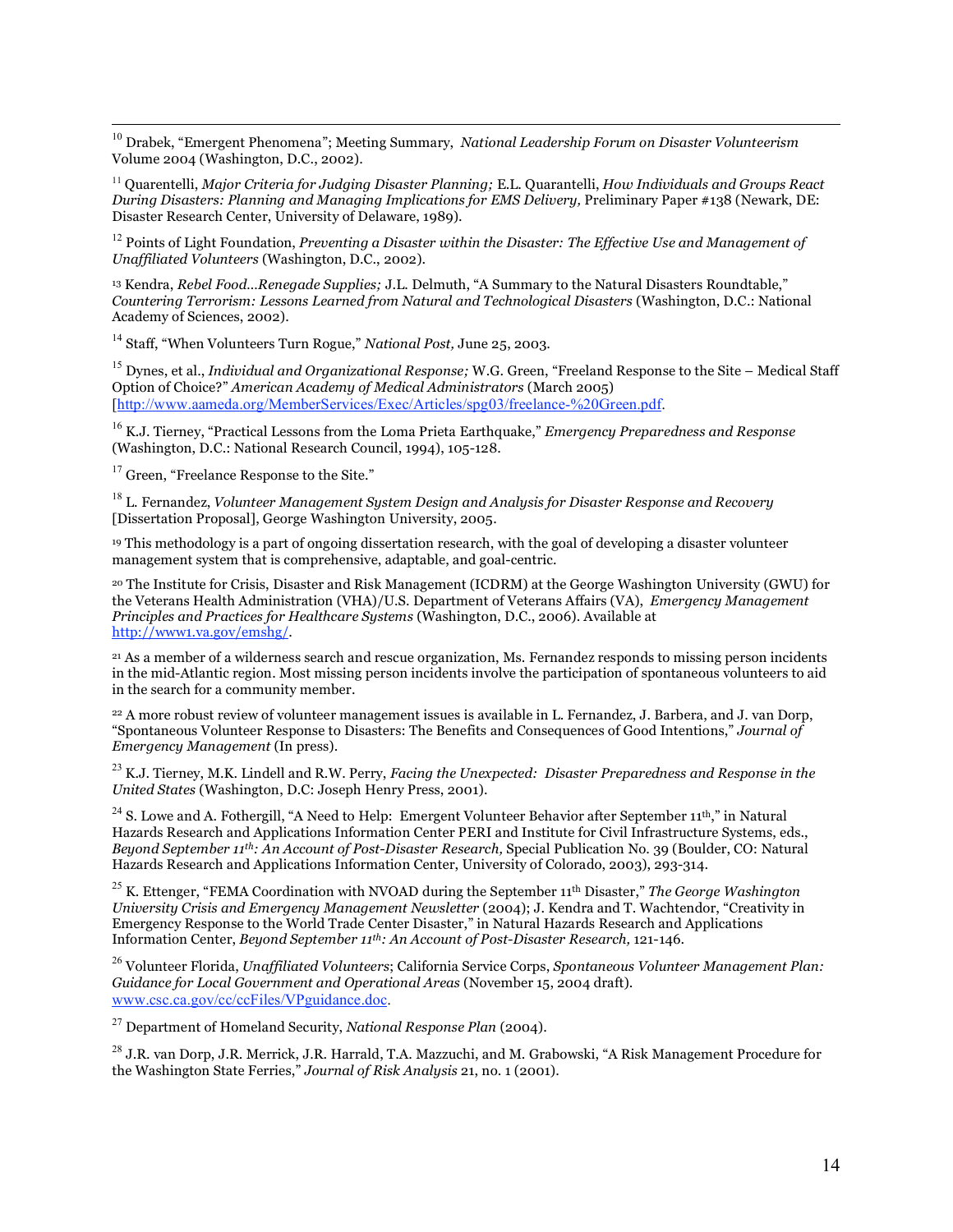[10] Drabek, "Emergent Phenomena"; Meeting Summary, *National Leadership Forum on Disaster Volunteerism* Volume 2004 (Washington, D.C., 2002).

[11] Quarentelli, *Major Criteria for Judging Disaster Planning;* E.L. Quarantelli, *How Individuals and Groups React During Disasters: Planning and Managing Implications for EMS Delivery,* Preliminary Paper #138 (Newark, DE: Disaster Research Center, University of Delaware, 1989).

[12] Points of Light Foundation, *Preventing a Disaster within the Disaster: The Effective Use and Management of Unaffiliated Volunteers* (Washington, D.C., 2002).

[13] Kendra, *Rebel Food…Renegade Supplies;* J.L. Delmuth, "A Summary to the Natural Disasters Roundtable," *Countering Terrorism: Lessons Learned from Natural and Technological Disasters* (Washington, D.C.: National Academy of Sciences, 2002).

[14] Staff, "When Volunteers Turn Rogue," *National Post,* June 25, 2003.

[15] Dynes, et al., *Individual and Organizational Response;* W.G. Green, "Freeland Response to the Site – Medical Staff Option of Choice?" *American Academy of Medical Administrators* (March 2005) [http://www.aameda.org/MemberServices/Exec/Articles/spg03/freelance-%20Green.pdf.

[16] K.J. Tierney, "Practical Lessons from the Loma Prieta Earthquake," *Emergency Preparedness and Response* (Washington, D.C.: National Research Council, 1994), 105-128.

[17] Green, "Freelance Response to the Site."

[18] L. Fernandez, *Volunteer Management System Design and Analysis for Disaster Response and Recovery* [Dissertation Proposal], George Washington University, 2005.

[19] This methodology is a part of ongoing dissertation research, with the goal of developing a disaster volunteer management system that is comprehensive, adaptable, and goal-centric.

[20] The Institute for Crisis, Disaster and Risk Management (ICDRM) at the George Washington University (GWU) for the Veterans Health Administration (VHA)/U.S. Department of Veterans Affairs (VA), *Emergency Management Principles and Practices for Healthcare Systems* (Washington, D.C., 2006). Available at http://www1.va.gov/emshg/.

[21] As a member of a wilderness search and rescue organization, Ms. Fernandez responds to missing person incidents in the mid-Atlantic region. Most missing person incidents involve the participation of spontaneous volunteers to aid in the search for a community member.

[22] A more robust review of volunteer management issues is available in L. Fernandez, J. Barbera, and J. van Dorp, "Spontaneous Volunteer Response to Disasters: The Benefits and Consequences of Good Intentions," *Journal of Emergency Management* (In press).

[23] K.J. Tierney, M.K. Lindell and R.W. Perry, *Facing the Unexpected: Disaster Preparedness and Response in the United States* (Washington, D.C: Joseph Henry Press, 2001).

[24] S. Lowe and A. Fothergill, "A Need to Help: Emergent Volunteer Behavior after September 11th," in Natural Hazards Research and Applications Information Center PERI and Institute for Civil Infrastructure Systems, eds., *Beyond September 11th: An Account of Post-Disaster Research,* Special Publication No. 39 (Boulder, CO: Natural Hazards Research and Applications Information Center, University of Colorado, 2003), 293-314.

[25] K. Ettenger, "FEMA Coordination with NVOAD during the September 11th Disaster," *The George Washington University Crisis and Emergency Management Newsletter* (2004); J. Kendra and T. Wachtendor, "Creativity in Emergency Response to the World Trade Center Disaster," in Natural Hazards Research and Applications Information Center, *Beyond September 11th: An Account of Post-Disaster Research,* 121-146.

[26] Volunteer Florida, *Unaffiliated Volunteers*; California Service Corps, *Spontaneous Volunteer Management Plan: Guidance for Local Government and Operational Areas* (November 15, 2004 draft). www.csc.ca.gov/cc/ccFiles/VPguidance.doc.

[27] Department of Homeland Security, *National Response Plan* (2004).

[28] J.R. van Dorp, J.R. Merrick, J.R. Harrald, T.A. Mazzuchi, and M. Grabowski, "A Risk Management Procedure for the Washington State Ferries," *Journal of Risk Analysis* 21, no. 1 (2001).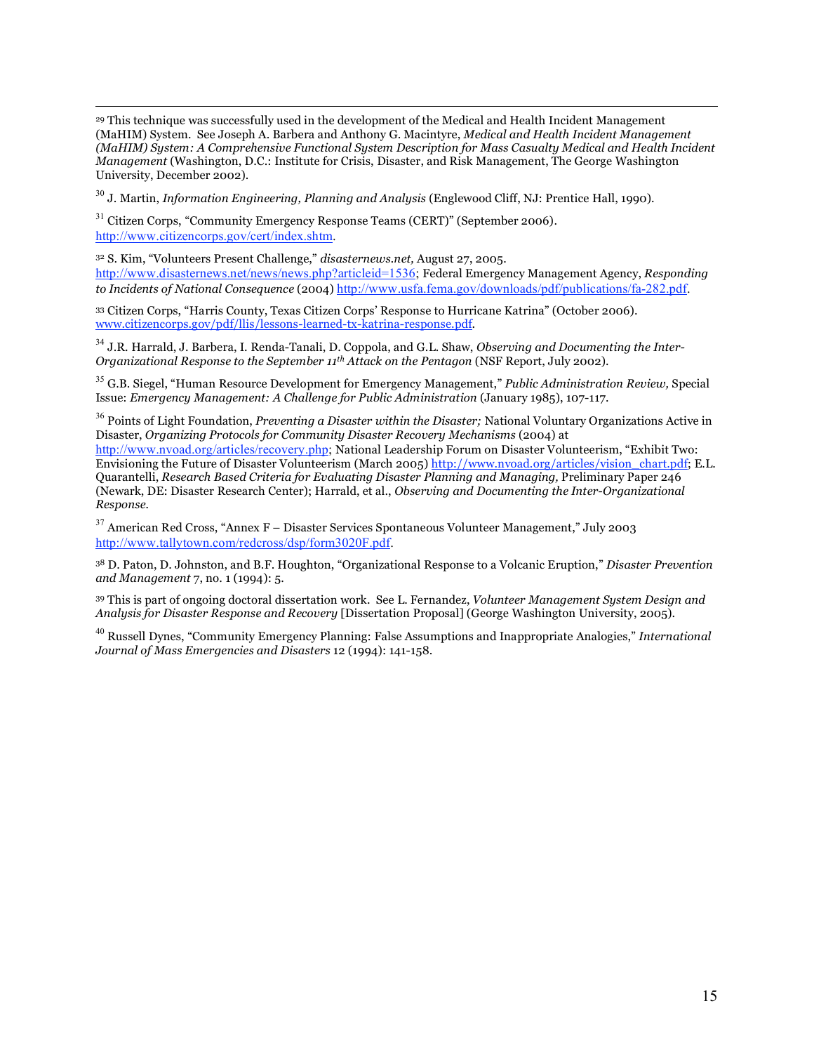[29] This technique was successfully used in the development of the Medical and Health Incident Management (MaHIM) System. See Joseph A. Barbera and Anthony G. Macintyre, *Medical and Health Incident Management (MaHIM) System: A Comprehensive Functional System Description for Mass Casualty Medical and Health Incident Management* (Washington, D.C.: Institute for Crisis, Disaster, and Risk Management, The George Washington University, December 2002).

[30] J. Martin, *Information Engineering, Planning and Analysis* (Englewood Cliff, NJ: Prentice Hall, 1990).

[31] Citizen Corps, "Community Emergency Response Teams (CERT)" (September 2006). http://www.citizencorps.gov/cert/index.shtm.

[32] S. Kim, "Volunteers Present Challenge," *disasternews.net,* August 27, 2005. http://www.disasternews.net/news/news.php?articleid=1536; Federal Emergency Management Agency, *Responding to Incidents of National Consequence* (2004) http://www.usfa.fema.gov/downloads/pdf/publications/fa-282.pdf.

[33] Citizen Corps, "Harris County, Texas Citizen Corps' Response to Hurricane Katrina" (October 2006). www.citizencorps.gov/pdf/llis/lessons-learned-tx-katrina-response.pdf.

[34] J.R. Harrald, J. Barbera, I. Renda-Tanali, D. Coppola, and G.L. Shaw, *Observing and Documenting the Inter-Organizational Response to the September 11th Attack on the Pentagon* (NSF Report, July 2002).

[35] G.B. Siegel, "Human Resource Development for Emergency Management," *Public Administration Review,* Special Issue: *Emergency Management: A Challenge for Public Administration* (January 1985), 107-117.

[36] Points of Light Foundation, *Preventing a Disaster within the Disaster;* National Voluntary Organizations Active in Disaster, *Organizing Protocols for Community Disaster Recovery Mechanisms* (2004) at http://www.nvoad.org/articles/recovery.php; National Leadership Forum on Disaster Volunteerism, "Exhibit Two: Envisioning the Future of Disaster Volunteerism (March 2005) http://www.nvoad.org/articles/vision_chart.pdf; E.L. Quarantelli, *Research Based Criteria for Evaluating Disaster Planning and Managing,* Preliminary Paper 246 (Newark, DE: Disaster Research Center); Harrald, et al., *Observing and Documenting the Inter-Organizational Response.*

[37] American Red Cross, "Annex F – Disaster Services Spontaneous Volunteer Management," July 2003 http://www.tallytown.com/redcross/dsp/form3020F.pdf.

[38] D. Paton, D. Johnston, and B.F. Houghton, "Organizational Response to a Volcanic Eruption," *Disaster Prevention and Management* 7, no. 1 (1994): 5.

[39] This is part of ongoing doctoral dissertation work. See L. Fernandez, *Volunteer Management System Design and Analysis for Disaster Response and Recovery* [Dissertation Proposal] (George Washington University, 2005).

[40] Russell Dynes, "Community Emergency Planning: False Assumptions and Inappropriate Analogies," *International Journal of Mass Emergencies and Disasters* 12 (1994): 141-158.